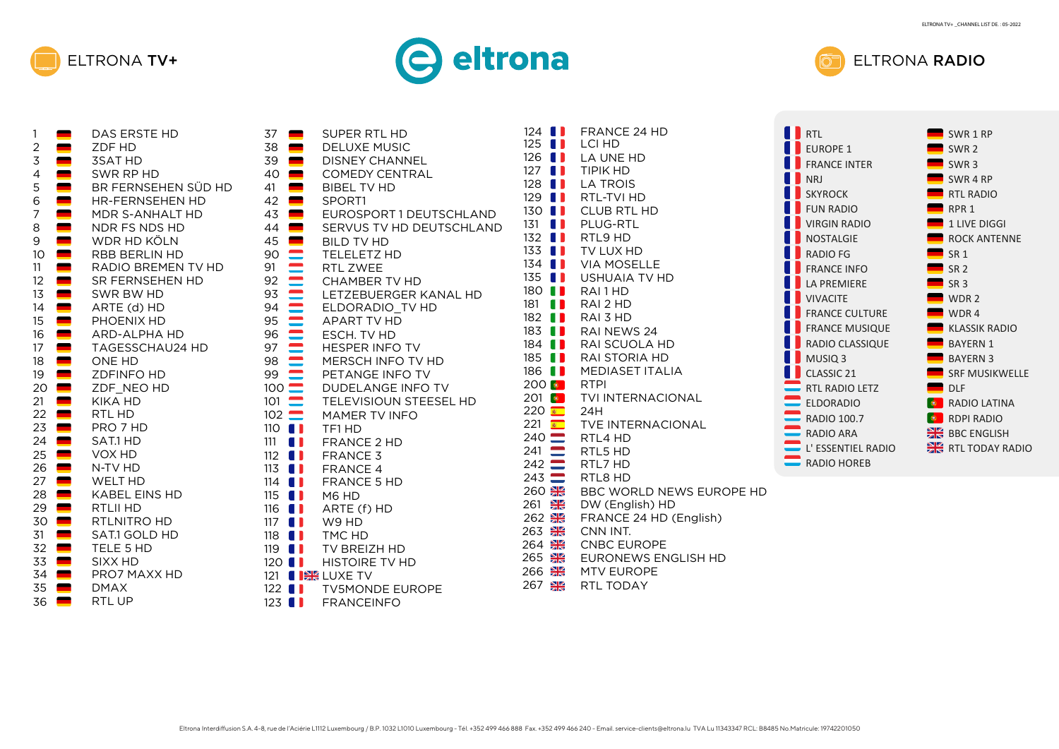# ELTRONA TV+

# eltrona

# ELTRONA RADIO

## ELTRONA TV+

| No. | Channel |
|---|---|
| 1 | DAS ERSTE HD |
| 2 | ZDF HD |
| 3 | 3SAT HD |
| 4 | SWR RP HD |
| 5 | BR FERNSEHEN SÜD HD |
| 6 | HR-FERNSEHEN HD |
| 7 | MDR S-ANHALT HD |
| 8 | NDR FS NDS HD |
| 9 | WDR HD KÖLN |
| 10 | RBB BERLIN HD |
| 11 | RADIO BREMEN TV HD |
| 12 | SR FERNSEHEN HD |
| 13 | SWR BW HD |
| 14 | ARTE (d) HD |
| 15 | PHOENIX HD |
| 16 | ARD-ALPHA HD |
| 17 | TAGESSCHAU24 HD |
| 18 | ONE HD |
| 19 | ZDFINFO HD |
| 20 | ZDF_NEO HD |
| 21 | KIKA HD |
| 22 | RTL HD |
| 23 | PRO 7 HD |
| 24 | SAT.1 HD |
| 25 | VOX HD |
| 26 | N-TV HD |
| 27 | WELT HD |
| 28 | KABEL EINS HD |
| 29 | RTLII HD |
| 30 | RTLNITRO HD |
| 31 | SAT.1 GOLD HD |
| 32 | TELE 5 HD |
| 33 | SIXX HD |
| 34 | PRO7 MAXX HD |
| 35 | DMAX |
| 36 | RTL UP |
| 37 | SUPER RTL HD |
| 38 | DELUXE MUSIC |
| 39 | DISNEY CHANNEL |
| 40 | COMEDY CENTRAL |
| 41 | BIBEL TV HD |
| 42 | SPORT1 |
| 43 | EUROSPORT 1 DEUTSCHLAND |
| 44 | SERVUS TV HD DEUTSCHLAND |
| 45 | BILD TV HD |
| 90 | TELELETZ HD |
| 91 | RTL ZWEE |
| 92 | CHAMBER TV HD |
| 93 | LETZEBUERGER KANAL HD |
| 94 | ELDORADIO_TV HD |
| 95 | APART TV HD |
| 96 | ESCH. TV HD |
| 97 | HESPER INFO TV |
| 98 | MERSCH INFO TV HD |
| 99 | PETANGE INFO TV |
| 100 | DUDELANGE INFO TV |
| 101 | TELEVISIOUN STEESEL HD |
| 102 | MAMER TV INFO |
| 110 | TF1 HD |
| 111 | FRANCE 2 HD |
| 112 | FRANCE 3 |
| 113 | FRANCE 4 |
| 114 | FRANCE 5 HD |
| 115 | M6 HD |
| 116 | ARTE (f) HD |
| 117 | W9 HD |
| 118 | TMC HD |
| 119 | TV BREIZH HD |
| 120 | HISTOIRE TV HD |
| 121 | LUXE TV |
| 122 | TV5MONDE EUROPE |
| 123 | FRANCEINFO |
| 124 | FRANCE 24 HD |
| 125 | LCI HD |
| 126 | LA UNE HD |
| 127 | TIPIK HD |
| 128 | LA TROIS |
| 129 | RTL-TVI HD |
| 130 | CLUB RTL HD |
| 131 | PLUG-RTL |
| 132 | RTL9 HD |
| 133 | TV LUX HD |
| 134 | VIA MOSELLE |
| 135 | USHUAIA TV HD |
| 180 | RAI 1 HD |
| 181 | RAI 2 HD |
| 182 | RAI 3 HD |
| 183 | RAI NEWS 24 |
| 184 | RAI SCUOLA HD |
| 185 | RAI STORIA HD |
| 186 | MEDIASET ITALIA |
| 200 | RTPI |
| 201 | TVI INTERNACIONAL |
| 220 | 24H |
| 221 | TVE INTERNACIONAL |
| 240 | RTL4 HD |
| 241 | RTL5 HD |
| 242 | RTL7 HD |
| 243 | RTL8 HD |
| 260 | BBC WORLD NEWS EUROPE HD |
| 261 | DW (English) HD |
| 262 | FRANCE 24 HD (English) |
| 263 | CNN INT. |
| 264 | CNBC EUROPE |
| 265 | EURONEWS ENGLISH HD |
| 266 | MTV EUROPE |
| 267 | RTL TODAY |

## ELTRONA RADIO

- RTL
- EUROPE 1
- FRANCE INTER
- NRJ
- SKYROCK
- FUN RADIO
- VIRGIN RADIO
- NOSTALGIE
- RADIO FG
- FRANCE INFO
- LA PREMIERE
- VIVACITE
- FRANCE CULTURE
- FRANCE MUSIQUE
- RADIO CLASSIQUE
- MUSIQ 3
- CLASSIC 21
- RTL RADIO LETZ
- ELDORADIO
- RADIO 100.7
- RADIO ARA
- L' ESSENTIEL RADIO
- RADIO HOREB
- SWR 1 RP
- SWR 2
- SWR 3
- SWR 4 RP
- RTL RADIO
- RPR 1
- 1 LIVE DIGGI
- ROCK ANTENNE
- SR 1
- SR 2
- SR 3
- WDR 2
- WDR 4
- KLASSIK RADIO
- BAYERN 1
- BAYERN 3
- SRF MUSIKWELLE
- DLF
- RADIO LATINA
- RDPI RADIO
- BBC ENGLISH
- RTL TODAY RADIO

Eltrona Interdiffusion S.A. 4-8, rue de l'Aciérie L1112 Luxembourg / B.P. 1032 L1010 Luxembourg - Tél. +352 499 466 888 Fax. +352 499 466 240 - Email. service-clients@eltrona.lu TVA Lu 11343347 RCL: B8485 No.Matricule: 19742201050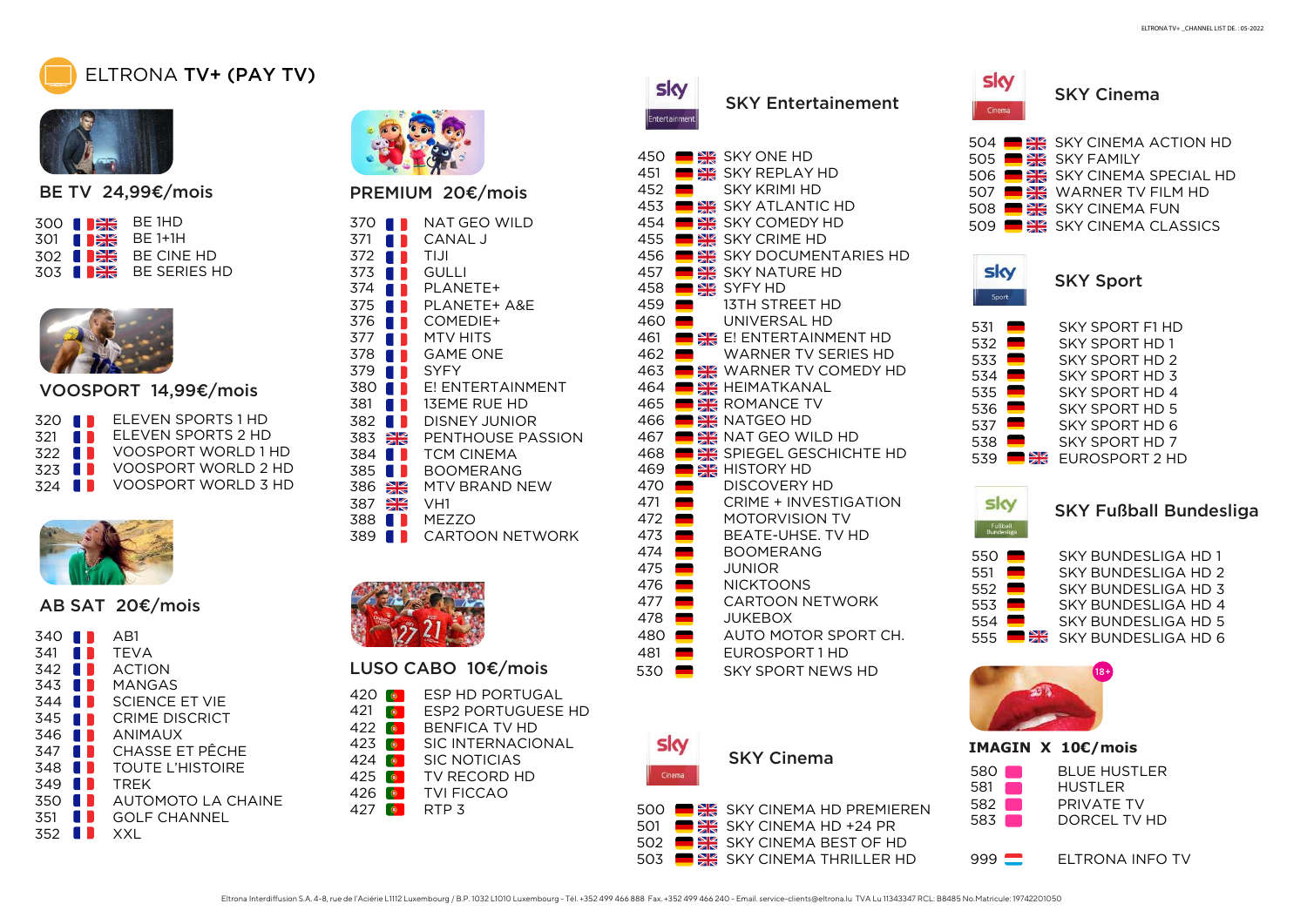# ELTRONA **TV+ (PAY TV)**

## BE TV 24,99€/mois

| | | |
|---|---|---|
| 300 | | BE 1HD |
| 301 | | BE 1+1H |
| 302 | | BE CINE HD |
| 303 | | BE SERIES HD |

## VOOSPORT 14,99€/mois

| | | |
|---|---|---|
| 320 | | ELEVEN SPORTS 1 HD |
| 321 | | ELEVEN SPORTS 2 HD |
| 322 | | VOOSPORT WORLD 1 HD |
| 323 | | VOOSPORT WORLD 2 HD |
| 324 | | VOOSPORT WORLD 3 HD |

## AB SAT 20€/mois

| | | |
|---|---|---|
| 340 | | AB1 |
| 341 | | TEVA |
| 342 | | ACTION |
| 343 | | MANGAS |
| 344 | | SCIENCE ET VIE |
| 345 | | CRIME DISCRICT |
| 346 | | ANIMAUX |
| 347 | | CHASSE ET PÊCHE |
| 348 | | TOUTE L'HISTOIRE |
| 349 | | TREK |
| 350 | | AUTOMOTO LA CHAINE |
| 351 | | GOLF CHANNEL |
| 352 | | XXL |

## PREMIUM 20€/mois

| | | |
|---|---|---|
| 370 | | NAT GEO WILD |
| 371 | | CANAL J |
| 372 | | TIJI |
| 373 | | GULLI |
| 374 | | PLANETE+ |
| 375 | | PLANETE+ A&E |
| 376 | | COMEDIE+ |
| 377 | | MTV HITS |
| 378 | | GAME ONE |
| 379 | | SYFY |
| 380 | | E! ENTERTAINMENT |
| 381 | | 13EME RUE HD |
| 382 | | DISNEY JUNIOR |
| 383 | | PENTHOUSE PASSION |
| 384 | | TCM CINEMA |
| 385 | | BOOMERANG |
| 386 | | MTV BRAND NEW |
| 387 | | VH1 |
| 388 | | MEZZO |
| 389 | | CARTOON NETWORK |

## LUSO CABO 10€/mois

| | | |
|---|---|---|
| 420 | | ESP HD PORTUGAL |
| 421 | | ESP2 PORTUGUESE HD |
| 422 | | BENFICA TV HD |
| 423 | | SIC INTERNACIONAL |
| 424 | | SIC NOTICIAS |
| 425 | | TV RECORD HD |
| 426 | | TVI FICCAO |
| 427 | | RTP 3 |

## SKY Entertainement

| | | |
|---|---|---|
| 450 | | SKY ONE HD |
| 451 | | SKY REPLAY HD |
| 452 | | SKY KRIMI HD |
| 453 | | SKY ATLANTIC HD |
| 454 | | SKY COMEDY HD |
| 455 | | SKY CRIME HD |
| 456 | | SKY DOCUMENTARIES HD |
| 457 | | SKY NATURE HD |
| 458 | | SYFY HD |
| 459 | | 13TH STREET HD |
| 460 | | UNIVERSAL HD |
| 461 | | E! ENTERTAINMENT HD |
| 462 | | WARNER TV SERIES HD |
| 463 | | WARNER TV COMEDY HD |
| 464 | | HEIMATKANAL |
| 465 | | ROMANCE TV |
| 466 | | NATGEO HD |
| 467 | | NAT GEO WILD HD |
| 468 | | SPIEGEL GESCHICHTE HD |
| 469 | | HISTORY HD |
| 470 | | DISCOVERY HD |
| 471 | | CRIME + INVESTIGATION |
| 472 | | MOTORVISION TV |
| 473 | | BEATE-UHSE. TV HD |
| 474 | | BOOMERANG |
| 475 | | JUNIOR |
| 476 | | NICKTOONS |
| 477 | | CARTOON NETWORK |
| 478 | | JUKEBOX |
| 480 | | AUTO MOTOR SPORT CH. |
| 481 | | EUROSPORT 1 HD |
| 530 | | SKY SPORT NEWS HD |

## SKY Cinema

| | | |
|---|---|---|
| 500 | | SKY CINEMA HD PREMIEREN |
| 501 | | SKY CINEMA HD +24 PR |
| 502 | | SKY CINEMA BEST OF HD |
| 503 | | SKY CINEMA THRILLER HD |
| 504 | | SKY CINEMA ACTION HD |
| 505 | | SKY FAMILY |
| 506 | | SKY CINEMA SPECIAL HD |
| 507 | | WARNER TV FILM HD |
| 508 | | SKY CINEMA FUN |
| 509 | | SKY CINEMA CLASSICS |

## SKY Sport

| | | |
|---|---|---|
| 531 | | SKY SPORT F1 HD |
| 532 | | SKY SPORT HD 1 |
| 533 | | SKY SPORT HD 2 |
| 534 | | SKY SPORT HD 3 |
| 535 | | SKY SPORT HD 4 |
| 536 | | SKY SPORT HD 5 |
| 537 | | SKY SPORT HD 6 |
| 538 | | SKY SPORT HD 7 |
| 539 | | EUROSPORT 2 HD |

## SKY Fußball Bundesliga

| | | |
|---|---|---|
| 550 | | SKY BUNDESLIGA HD 1 |
| 551 | | SKY BUNDESLIGA HD 2 |
| 552 | | SKY BUNDESLIGA HD 3 |
| 553 | | SKY BUNDESLIGA HD 4 |
| 554 | | SKY BUNDESLIGA HD 5 |
| 555 | | SKY BUNDESLIGA HD 6 |

## IMAGIN X 10€/mois

18+

| | | |
|---|---|---|
| 580 | | BLUE HUSTLER |
| 581 | | HUSTLER |
| 582 | | PRIVATE TV |
| 583 | | DORCEL TV HD |
| 999 | | ELTRONA INFO TV |

Eltrona Interdiffusion S.A. 4-8, rue de l'Aciérie L1112 Luxembourg / B.P. 1032 L1010 Luxembourg - Tél. +352 499 466 888 Fax. +352 499 466 240 - Email. service-clients@eltrona.lu TVA Lu 11343347 RCL: B8485 No.Matricule: 19742201050